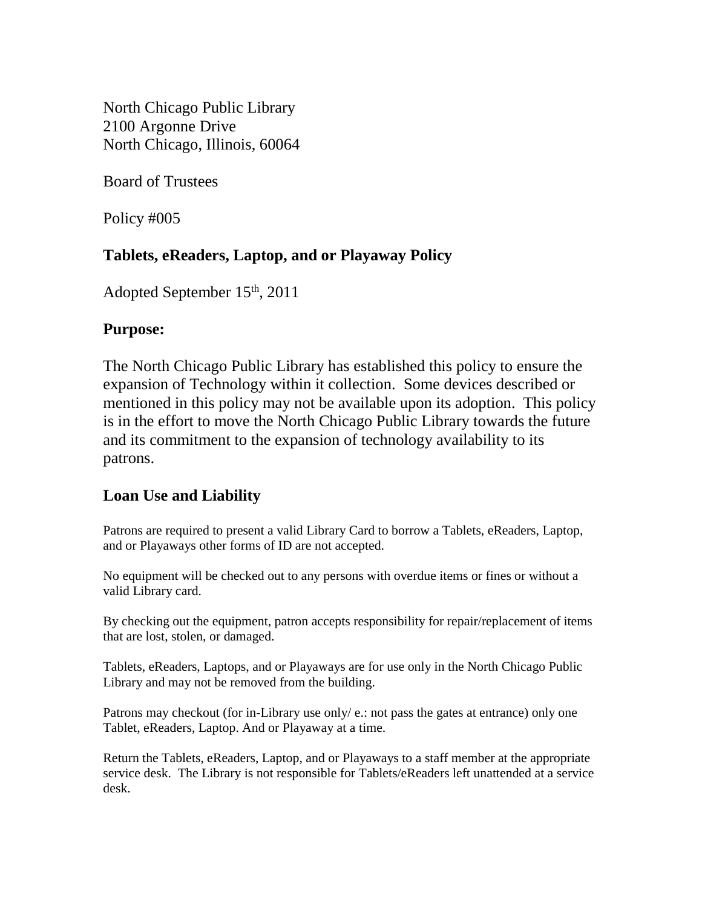North Chicago Public Library
2100 Argonne Drive
North Chicago, Illinois, 60064

Board of Trustees

Policy #005

## Tablets, eReaders, Laptop, and or Playaway Policy

Adopted September 15th, 2011

## Purpose:

The North Chicago Public Library has established this policy to ensure the expansion of Technology within it collection. Some devices described or mentioned in this policy may not be available upon its adoption. This policy is in the effort to move the North Chicago Public Library towards the future and its commitment to the expansion of technology availability to its patrons.

## Loan Use and Liability

Patrons are required to present a valid Library Card to borrow a Tablets, eReaders, Laptop, and or Playaways other forms of ID are not accepted.

No equipment will be checked out to any persons with overdue items or fines or without a valid Library card.

By checking out the equipment, patron accepts responsibility for repair/replacement of items that are lost, stolen, or damaged.

Tablets, eReaders, Laptops, and or Playaways are for use only in the North Chicago Public Library and may not be removed from the building.

Patrons may checkout (for in-Library use only/ e.: not pass the gates at entrance) only one Tablet, eReaders, Laptop. And or Playaway at a time.

Return the Tablets, eReaders, Laptop, and or Playaways to a staff member at the appropriate service desk. The Library is not responsible for Tablets/eReaders left unattended at a service desk.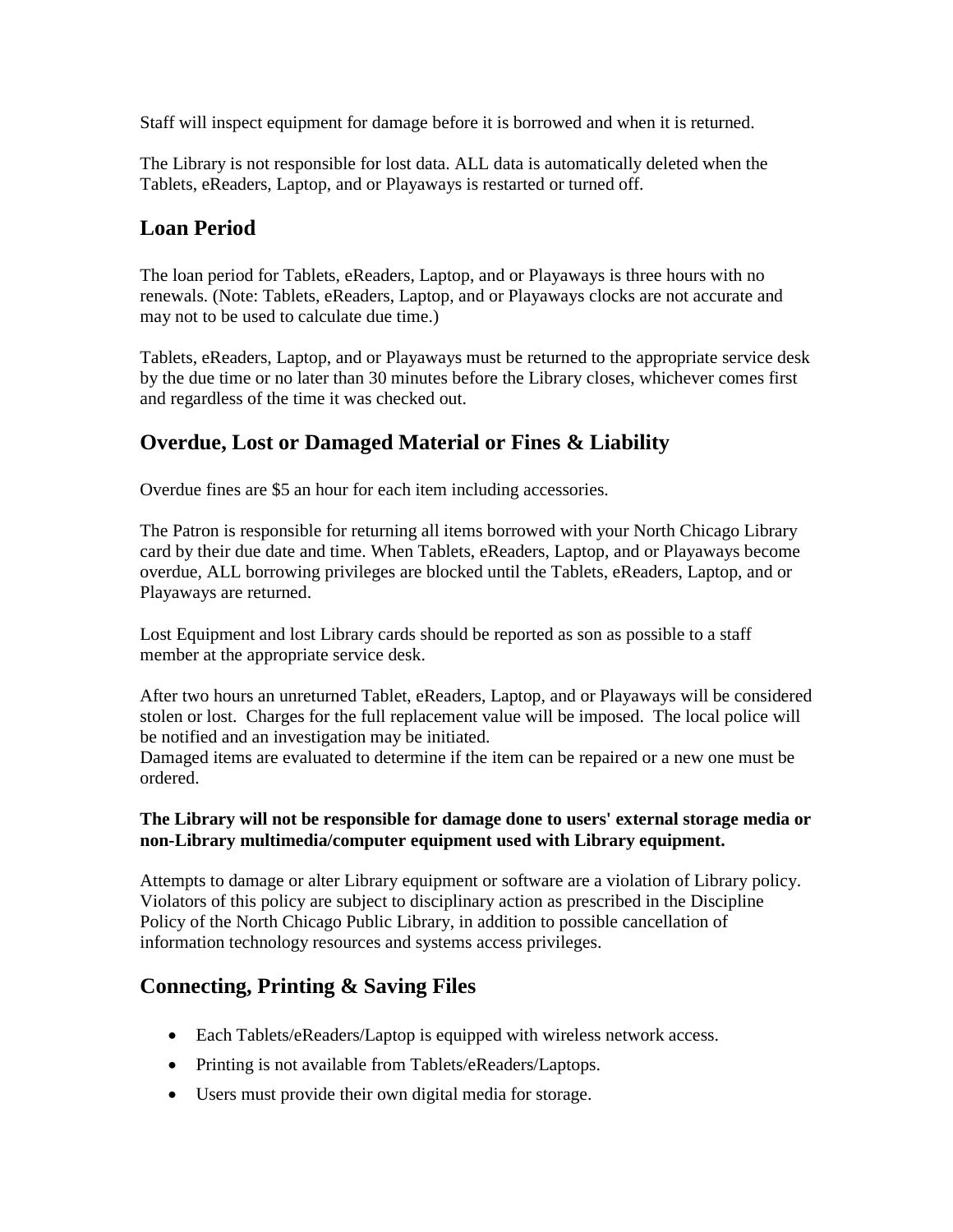Staff will inspect equipment for damage before it is borrowed and when it is returned.

The Library is not responsible for lost data. ALL data is automatically deleted when the Tablets, eReaders, Laptop, and or Playaways is restarted or turned off.

## Loan Period

The loan period for Tablets, eReaders, Laptop, and or Playaways is three hours with no renewals. (Note: Tablets, eReaders, Laptop, and or Playaways clocks are not accurate and may not to be used to calculate due time.)

Tablets, eReaders, Laptop, and or Playaways must be returned to the appropriate service desk by the due time or no later than 30 minutes before the Library closes, whichever comes first and regardless of the time it was checked out.

## Overdue, Lost or Damaged Material or Fines & Liability

Overdue fines are $5 an hour for each item including accessories.

The Patron is responsible for returning all items borrowed with your North Chicago Library card by their due date and time. When Tablets, eReaders, Laptop, and or Playaways become overdue, ALL borrowing privileges are blocked until the Tablets, eReaders, Laptop, and or Playaways are returned.

Lost Equipment and lost Library cards should be reported as son as possible to a staff member at the appropriate service desk.

After two hours an unreturned Tablet, eReaders, Laptop, and or Playaways will be considered stolen or lost. Charges for the full replacement value will be imposed. The local police will be notified and an investigation may be initiated.
Damaged items are evaluated to determine if the item can be repaired or a new one must be ordered.

**The Library will not be responsible for damage done to users' external storage media or non-Library multimedia/computer equipment used with Library equipment.**

Attempts to damage or alter Library equipment or software are a violation of Library policy. Violators of this policy are subject to disciplinary action as prescribed in the Discipline Policy of the North Chicago Public Library, in addition to possible cancellation of information technology resources and systems access privileges.

## Connecting, Printing & Saving Files

- Each Tablets/eReaders/Laptop is equipped with wireless network access.
- Printing is not available from Tablets/eReaders/Laptops.
- Users must provide their own digital media for storage.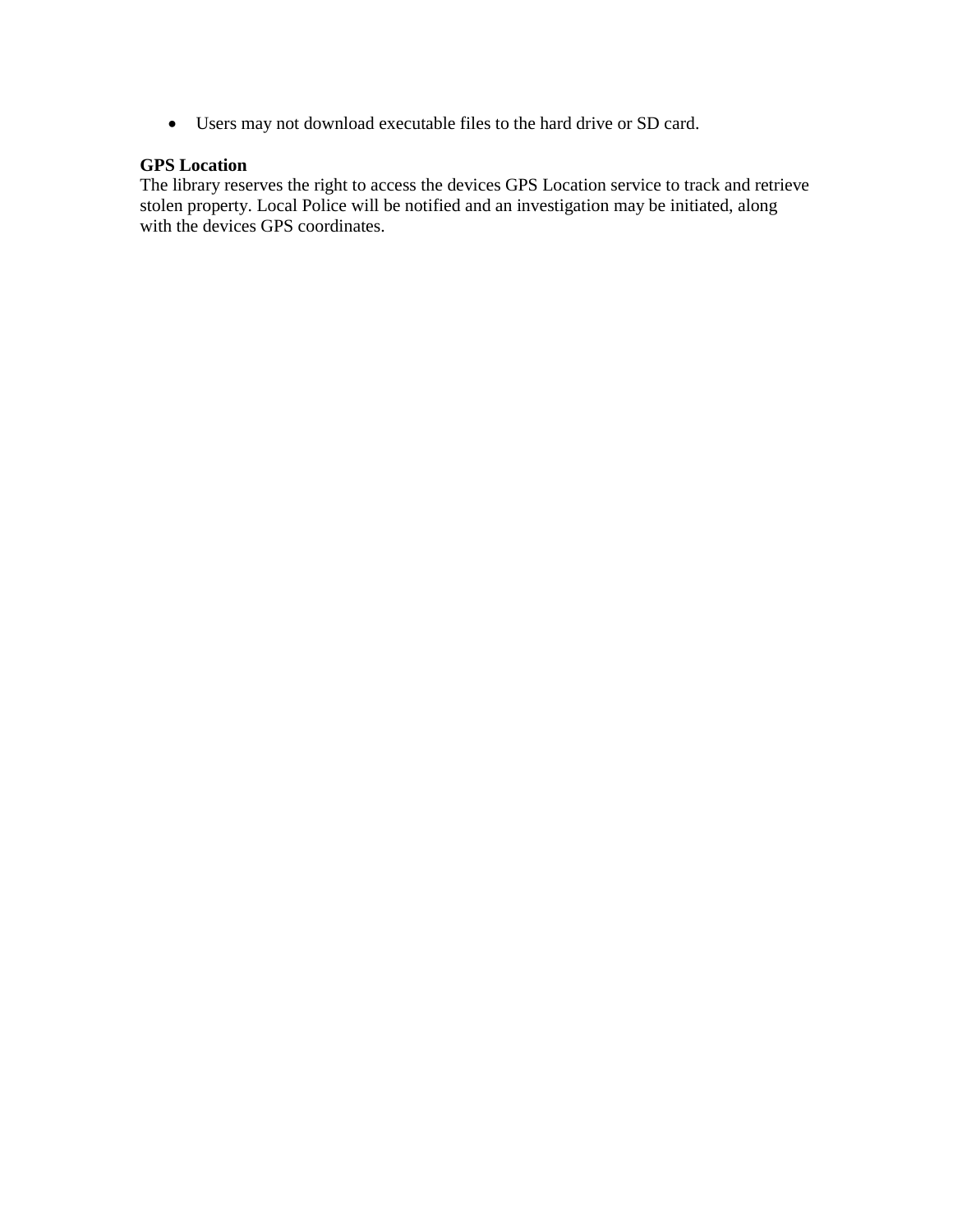- Users may not download executable files to the hard drive or SD card.

**GPS Location**
The library reserves the right to access the devices GPS Location service to track and retrieve stolen property. Local Police will be notified and an investigation may be initiated, along with the devices GPS coordinates.